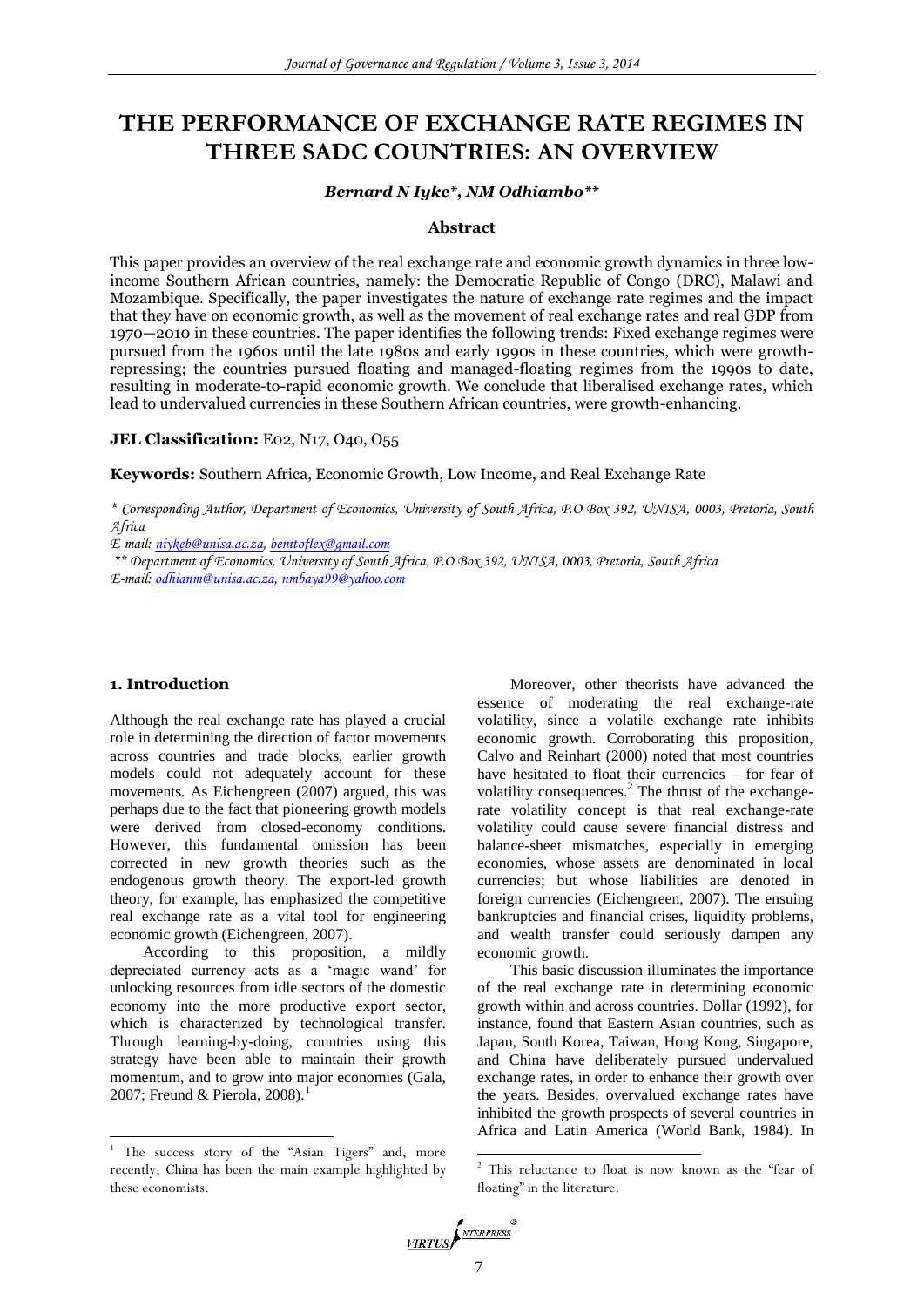# THE PERFORMANCE OF EXCHANGE RATE REGIMES IN THREE SADC COUNTRIES: AN OVERVIEW

***Bernard N Iyke\*, NM Odhiambo\*\****

### Abstract

This paper provides an overview of the real exchange rate and economic growth dynamics in three low-income Southern African countries, namely: the Democratic Republic of Congo (DRC), Malawi and Mozambique. Specifically, the paper investigates the nature of exchange rate regimes and the impact that they have on economic growth, as well as the movement of real exchange rates and real GDP from 1970—2010 in these countries. The paper identifies the following trends: Fixed exchange regimes were pursued from the 1960s until the late 1980s and early 1990s in these countries, which were growth-repressing; the countries pursued floating and managed-floating regimes from the 1990s to date, resulting in moderate-to-rapid economic growth. We conclude that liberalised exchange rates, which lead to undervalued currencies in these Southern African countries, were growth-enhancing.

**JEL Classification:** E02, N17, O40, O55

**Keywords:** Southern Africa, Economic Growth, Low Income, and Real Exchange Rate

*\* Corresponding Author, Department of Economics, University of South Africa, P.O Box 392, UNISA, 0003, Pretoria, South Africa*
*E-mail: niykeb@unisa.ac.za, benitoflex@gmail.com*
*\*\* Department of Economics, University of South Africa, P.O Box 392, UNISA, 0003, Pretoria, South Africa*
*E-mail: odhianm@unisa.ac.za, nmbaya99@yahoo.com*

## 1. Introduction

Although the real exchange rate has played a crucial role in determining the direction of factor movements across countries and trade blocks, earlier growth models could not adequately account for these movements. As Eichengreen (2007) argued, this was perhaps due to the fact that pioneering growth models were derived from closed-economy conditions. However, this fundamental omission has been corrected in new growth theories such as the endogenous growth theory. The export-led growth theory, for example, has emphasized the competitive real exchange rate as a vital tool for engineering economic growth (Eichengreen, 2007).

According to this proposition, a mildly depreciated currency acts as a 'magic wand' for unlocking resources from idle sectors of the domestic economy into the more productive export sector, which is characterized by technological transfer. Through learning-by-doing, countries using this strategy have been able to maintain their growth momentum, and to grow into major economies (Gala, 2007; Freund & Pierola, 2008).[1]

Moreover, other theorists have advanced the essence of moderating the real exchange-rate volatility, since a volatile exchange rate inhibits economic growth. Corroborating this proposition, Calvo and Reinhart (2000) noted that most countries have hesitated to float their currencies – for fear of volatility consequences.[2] The thrust of the exchange-rate volatility concept is that real exchange-rate volatility could cause severe financial distress and balance-sheet mismatches, especially in emerging economies, whose assets are denominated in local currencies; but whose liabilities are denoted in foreign currencies (Eichengreen, 2007). The ensuing bankruptcies and financial crises, liquidity problems, and wealth transfer could seriously dampen any economic growth.

This basic discussion illuminates the importance of the real exchange rate in determining economic growth within and across countries. Dollar (1992), for instance, found that Eastern Asian countries, such as Japan, South Korea, Taiwan, Hong Kong, Singapore, and China have deliberately pursued undervalued exchange rates, in order to enhance their growth over the years. Besides, overvalued exchange rates have inhibited the growth prospects of several countries in Africa and Latin America (World Bank, 1984). In

---

[1] The success story of the "Asian Tigers" and, more recently, China has been the main example highlighted by these economists.

[2] This reluctance to float is now known as the "fear of floating" in the literature.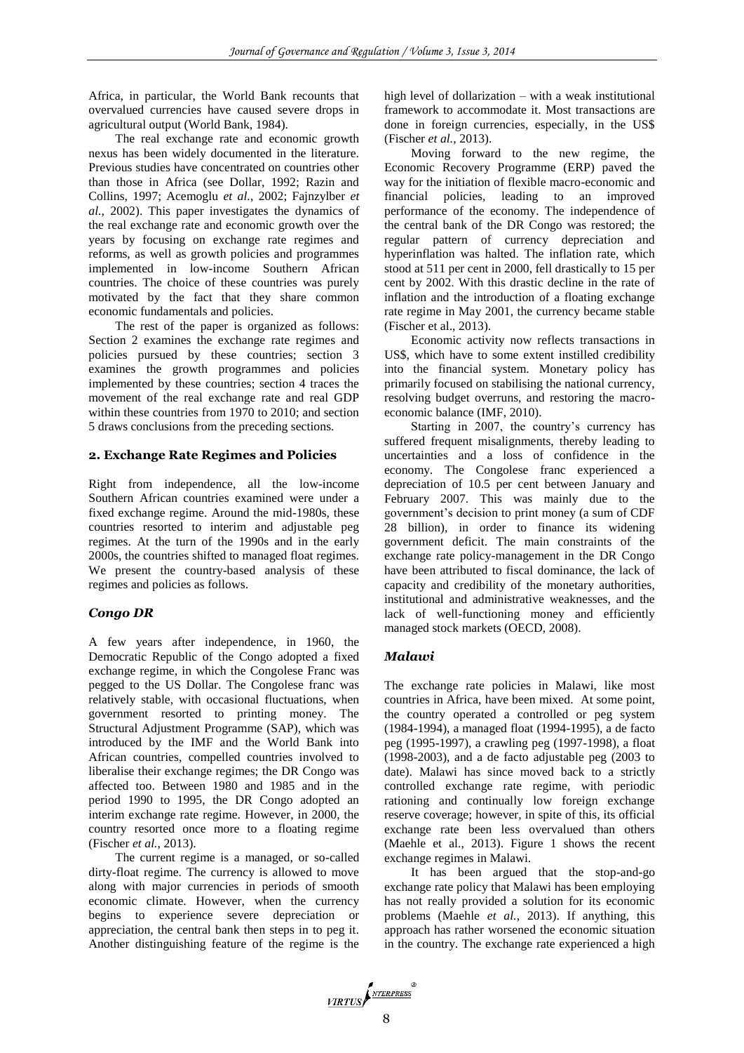Africa, in particular, the World Bank recounts that overvalued currencies have caused severe drops in agricultural output (World Bank, 1984).

The real exchange rate and economic growth nexus has been widely documented in the literature. Previous studies have concentrated on countries other than those in Africa (see Dollar, 1992; Razin and Collins, 1997; Acemoglu *et al.*, 2002; Fajnzylber *et al.*, 2002). This paper investigates the dynamics of the real exchange rate and economic growth over the years by focusing on exchange rate regimes and reforms, as well as growth policies and programmes implemented in low-income Southern African countries. The choice of these countries was purely motivated by the fact that they share common economic fundamentals and policies.

The rest of the paper is organized as follows: Section 2 examines the exchange rate regimes and policies pursued by these countries; section 3 examines the growth programmes and policies implemented by these countries; section 4 traces the movement of the real exchange rate and real GDP within these countries from 1970 to 2010; and section 5 draws conclusions from the preceding sections.

## 2. Exchange Rate Regimes and Policies

Right from independence, all the low-income Southern African countries examined were under a fixed exchange regime. Around the mid-1980s, these countries resorted to interim and adjustable peg regimes. At the turn of the 1990s and in the early 2000s, the countries shifted to managed float regimes. We present the country-based analysis of these regimes and policies as follows.

### *Congo DR*

A few years after independence, in 1960, the Democratic Republic of the Congo adopted a fixed exchange regime, in which the Congolese Franc was pegged to the US Dollar. The Congolese franc was relatively stable, with occasional fluctuations, when government resorted to printing money. The Structural Adjustment Programme (SAP), which was introduced by the IMF and the World Bank into African countries, compelled countries involved to liberalise their exchange regimes; the DR Congo was affected too. Between 1980 and 1985 and in the period 1990 to 1995, the DR Congo adopted an interim exchange rate regime. However, in 2000, the country resorted once more to a floating regime (Fischer *et al.*, 2013).

The current regime is a managed, or so-called dirty-float regime. The currency is allowed to move along with major currencies in periods of smooth economic climate. However, when the currency begins to experience severe depreciation or appreciation, the central bank then steps in to peg it. Another distinguishing feature of the regime is the high level of dollarization – with a weak institutional framework to accommodate it. Most transactions are done in foreign currencies, especially, in the US$ (Fischer *et al.*, 2013).

Moving forward to the new regime, the Economic Recovery Programme (ERP) paved the way for the initiation of flexible macro-economic and financial policies, leading to an improved performance of the economy. The independence of the central bank of the DR Congo was restored; the regular pattern of currency depreciation and hyperinflation was halted. The inflation rate, which stood at 511 per cent in 2000, fell drastically to 15 per cent by 2002. With this drastic decline in the rate of inflation and the introduction of a floating exchange rate regime in May 2001, the currency became stable (Fischer et al., 2013).

Economic activity now reflects transactions in US$, which have to some extent instilled credibility into the financial system. Monetary policy has primarily focused on stabilising the national currency, resolving budget overruns, and restoring the macro-economic balance (IMF, 2010).

Starting in 2007, the country's currency has suffered frequent misalignments, thereby leading to uncertainties and a loss of confidence in the economy. The Congolese franc experienced a depreciation of 10.5 per cent between January and February 2007. This was mainly due to the government's decision to print money (a sum of CDF 28 billion), in order to finance its widening government deficit. The main constraints of the exchange rate policy-management in the DR Congo have been attributed to fiscal dominance, the lack of capacity and credibility of the monetary authorities, institutional and administrative weaknesses, and the lack of well-functioning money and efficiently managed stock markets (OECD, 2008).

### *Malawi*

The exchange rate policies in Malawi, like most countries in Africa, have been mixed. At some point, the country operated a controlled or peg system (1984-1994), a managed float (1994-1995), a de facto peg (1995-1997), a crawling peg (1997-1998), a float (1998-2003), and a de facto adjustable peg (2003 to date). Malawi has since moved back to a strictly controlled exchange rate regime, with periodic rationing and continually low foreign exchange reserve coverage; however, in spite of this, its official exchange rate been less overvalued than others (Maehle et al., 2013). Figure 1 shows the recent exchange regimes in Malawi.

It has been argued that the stop-and-go exchange rate policy that Malawi has been employing has not really provided a solution for its economic problems (Maehle *et al.*, 2013). If anything, this approach has rather worsened the economic situation in the country. The exchange rate experienced a high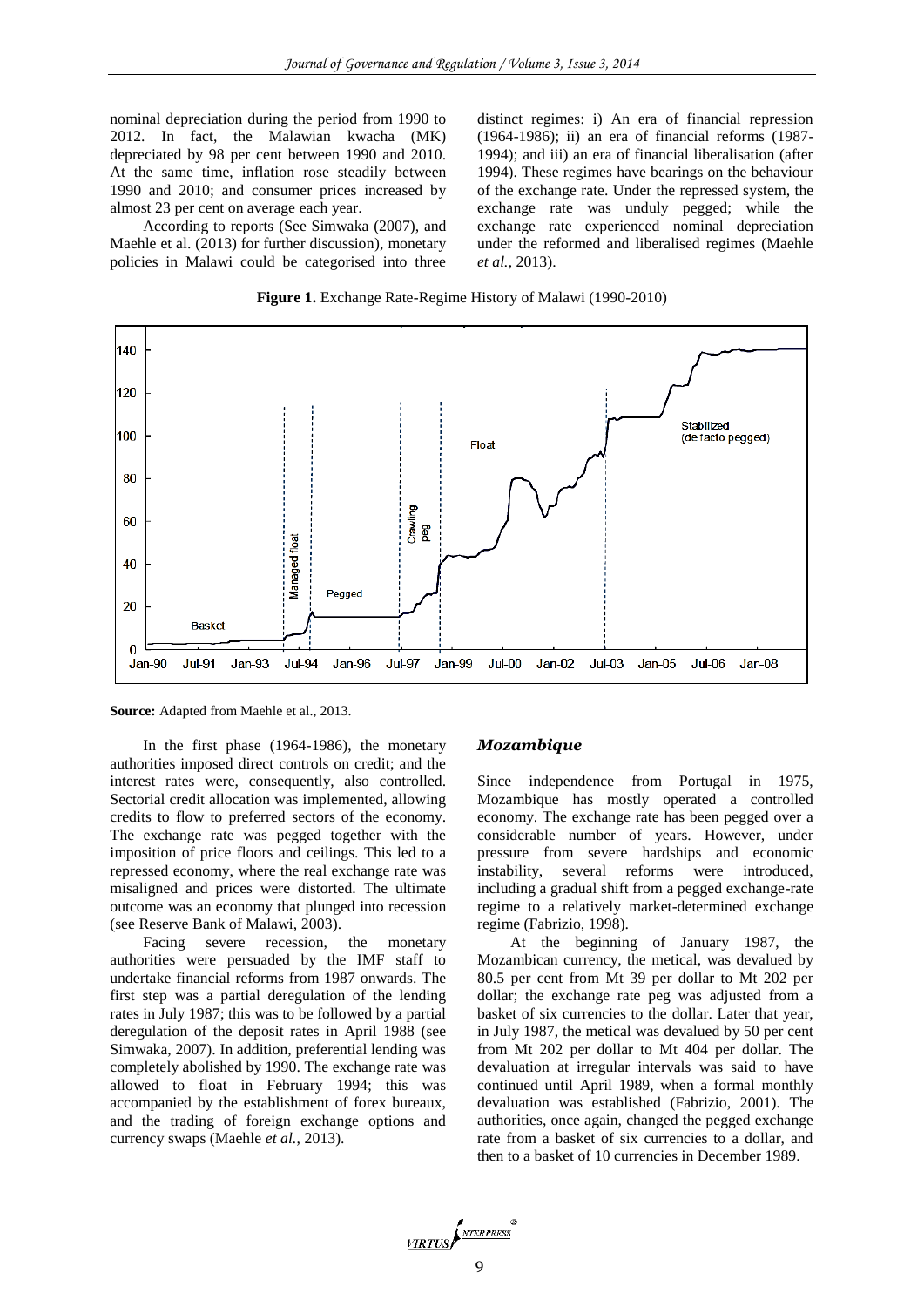nominal depreciation during the period from 1990 to 2012. In fact, the Malawian kwacha (MK) depreciated by 98 per cent between 1990 and 2010. At the same time, inflation rose steadily between 1990 and 2010; and consumer prices increased by almost 23 per cent on average each year.

According to reports (See Simwaka (2007), and Maehle et al. (2013) for further discussion), monetary policies in Malawi could be categorised into three distinct regimes: i) An era of financial repression (1964-1986); ii) an era of financial reforms (1987-1994); and iii) an era of financial liberalisation (after 1994). These regimes have bearings on the behaviour of the exchange rate. Under the repressed system, the exchange rate was unduly pegged; while the exchange rate experienced nominal depreciation under the reformed and liberalised regimes (Maehle *et al.*, 2013).

**Figure 1.** Exchange Rate-Regime History of Malawi (1990-2010)

**Source:** Adapted from Maehle et al., 2013.

In the first phase (1964-1986), the monetary authorities imposed direct controls on credit; and the interest rates were, consequently, also controlled. Sectorial credit allocation was implemented, allowing credits to flow to preferred sectors of the economy. The exchange rate was pegged together with the imposition of price floors and ceilings. This led to a repressed economy, where the real exchange rate was misaligned and prices were distorted. The ultimate outcome was an economy that plunged into recession (see Reserve Bank of Malawi, 2003).

Facing severe recession, the monetary authorities were persuaded by the IMF staff to undertake financial reforms from 1987 onwards. The first step was a partial deregulation of the lending rates in July 1987; this was to be followed by a partial deregulation of the deposit rates in April 1988 (see Simwaka, 2007). In addition, preferential lending was completely abolished by 1990. The exchange rate was allowed to float in February 1994; this was accompanied by the establishment of forex bureaux, and the trading of foreign exchange options and currency swaps (Maehle *et al.*, 2013).

### *Mozambique*

Since independence from Portugal in 1975, Mozambique has mostly operated a controlled economy. The exchange rate has been pegged over a considerable number of years. However, under pressure from severe hardships and economic instability, several reforms were introduced, including a gradual shift from a pegged exchange-rate regime to a relatively market-determined exchange regime (Fabrizio, 1998).

At the beginning of January 1987, the Mozambican currency, the metical, was devalued by 80.5 per cent from Mt 39 per dollar to Mt 202 per dollar; the exchange rate peg was adjusted from a basket of six currencies to the dollar. Later that year, in July 1987, the metical was devalued by 50 per cent from Mt 202 per dollar to Mt 404 per dollar. The devaluation at irregular intervals was said to have continued until April 1989, when a formal monthly devaluation was established (Fabrizio, 2001). The authorities, once again, changed the pegged exchange rate from a basket of six currencies to a dollar, and then to a basket of 10 currencies in December 1989.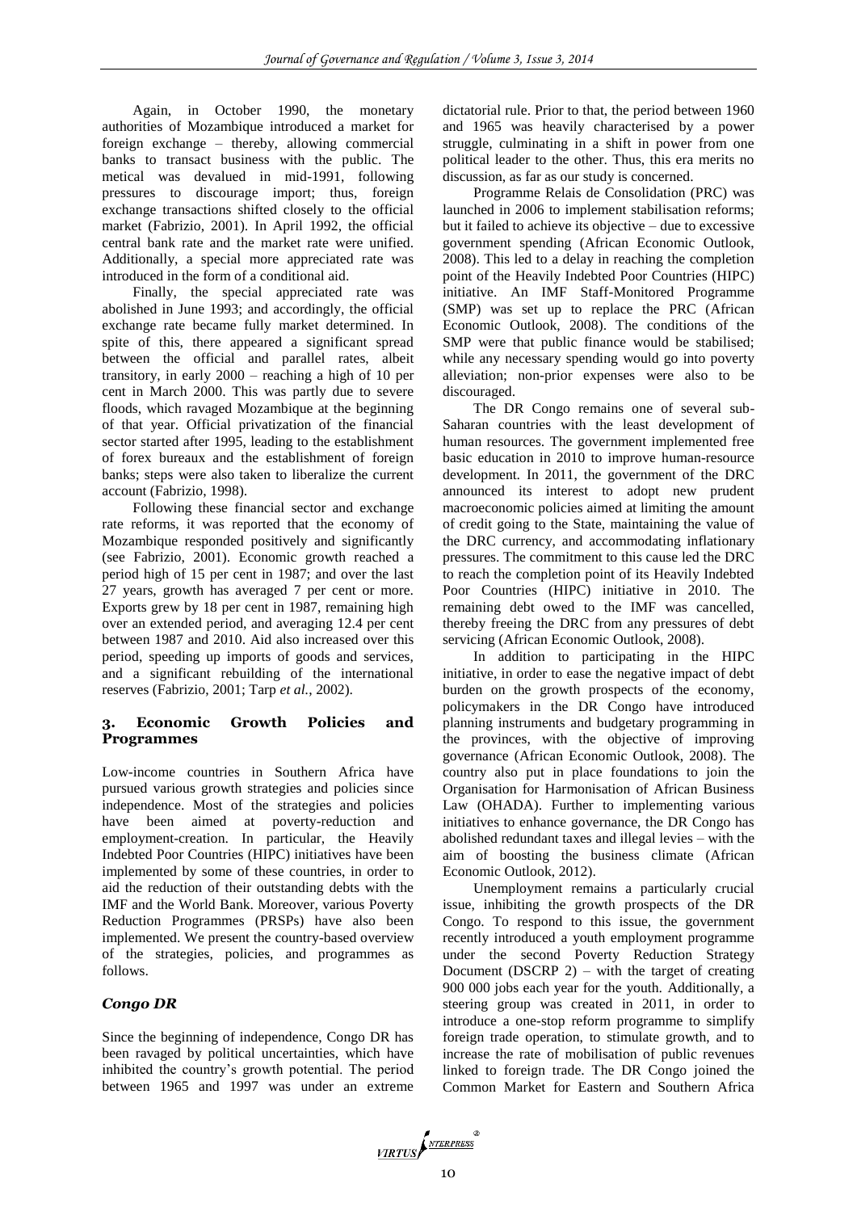Again, in October 1990, the monetary authorities of Mozambique introduced a market for foreign exchange – thereby, allowing commercial banks to transact business with the public. The metical was devalued in mid-1991, following pressures to discourage import; thus, foreign exchange transactions shifted closely to the official market (Fabrizio, 2001). In April 1992, the official central bank rate and the market rate were unified. Additionally, a special more appreciated rate was introduced in the form of a conditional aid.

Finally, the special appreciated rate was abolished in June 1993; and accordingly, the official exchange rate became fully market determined. In spite of this, there appeared a significant spread between the official and parallel rates, albeit transitory, in early 2000 – reaching a high of 10 per cent in March 2000. This was partly due to severe floods, which ravaged Mozambique at the beginning of that year. Official privatization of the financial sector started after 1995, leading to the establishment of forex bureaux and the establishment of foreign banks; steps were also taken to liberalize the current account (Fabrizio, 1998).

Following these financial sector and exchange rate reforms, it was reported that the economy of Mozambique responded positively and significantly (see Fabrizio, 2001). Economic growth reached a period high of 15 per cent in 1987; and over the last 27 years, growth has averaged 7 per cent or more. Exports grew by 18 per cent in 1987, remaining high over an extended period, and averaging 12.4 per cent between 1987 and 2010. Aid also increased over this period, speeding up imports of goods and services, and a significant rebuilding of the international reserves (Fabrizio, 2001; Tarp *et al.*, 2002).

## 3. Economic Growth Policies and Programmes

Low-income countries in Southern Africa have pursued various growth strategies and policies since independence. Most of the strategies and policies have been aimed at poverty-reduction and employment-creation. In particular, the Heavily Indebted Poor Countries (HIPC) initiatives have been implemented by some of these countries, in order to aid the reduction of their outstanding debts with the IMF and the World Bank. Moreover, various Poverty Reduction Programmes (PRSPs) have also been implemented. We present the country-based overview of the strategies, policies, and programmes as follows.

### *Congo DR*

Since the beginning of independence, Congo DR has been ravaged by political uncertainties, which have inhibited the country's growth potential. The period between 1965 and 1997 was under an extreme dictatorial rule. Prior to that, the period between 1960 and 1965 was heavily characterised by a power struggle, culminating in a shift in power from one political leader to the other. Thus, this era merits no discussion, as far as our study is concerned.

Programme Relais de Consolidation (PRC) was launched in 2006 to implement stabilisation reforms; but it failed to achieve its objective – due to excessive government spending (African Economic Outlook, 2008). This led to a delay in reaching the completion point of the Heavily Indebted Poor Countries (HIPC) initiative. An IMF Staff-Monitored Programme (SMP) was set up to replace the PRC (African Economic Outlook, 2008). The conditions of the SMP were that public finance would be stabilised; while any necessary spending would go into poverty alleviation; non-prior expenses were also to be discouraged.

The DR Congo remains one of several sub-Saharan countries with the least development of human resources. The government implemented free basic education in 2010 to improve human-resource development. In 2011, the government of the DRC announced its interest to adopt new prudent macroeconomic policies aimed at limiting the amount of credit going to the State, maintaining the value of the DRC currency, and accommodating inflationary pressures. The commitment to this cause led the DRC to reach the completion point of its Heavily Indebted Poor Countries (HIPC) initiative in 2010. The remaining debt owed to the IMF was cancelled, thereby freeing the DRC from any pressures of debt servicing (African Economic Outlook, 2008).

In addition to participating in the HIPC initiative, in order to ease the negative impact of debt burden on the growth prospects of the economy, policymakers in the DR Congo have introduced planning instruments and budgetary programming in the provinces, with the objective of improving governance (African Economic Outlook, 2008). The country also put in place foundations to join the Organisation for Harmonisation of African Business Law (OHADA). Further to implementing various initiatives to enhance governance, the DR Congo has abolished redundant taxes and illegal levies – with the aim of boosting the business climate (African Economic Outlook, 2012).

Unemployment remains a particularly crucial issue, inhibiting the growth prospects of the DR Congo. To respond to this issue, the government recently introduced a youth employment programme under the second Poverty Reduction Strategy Document (DSCRP 2) – with the target of creating 900 000 jobs each year for the youth. Additionally, a steering group was created in 2011, in order to introduce a one-stop reform programme to simplify foreign trade operation, to stimulate growth, and to increase the rate of mobilisation of public revenues linked to foreign trade. The DR Congo joined the Common Market for Eastern and Southern Africa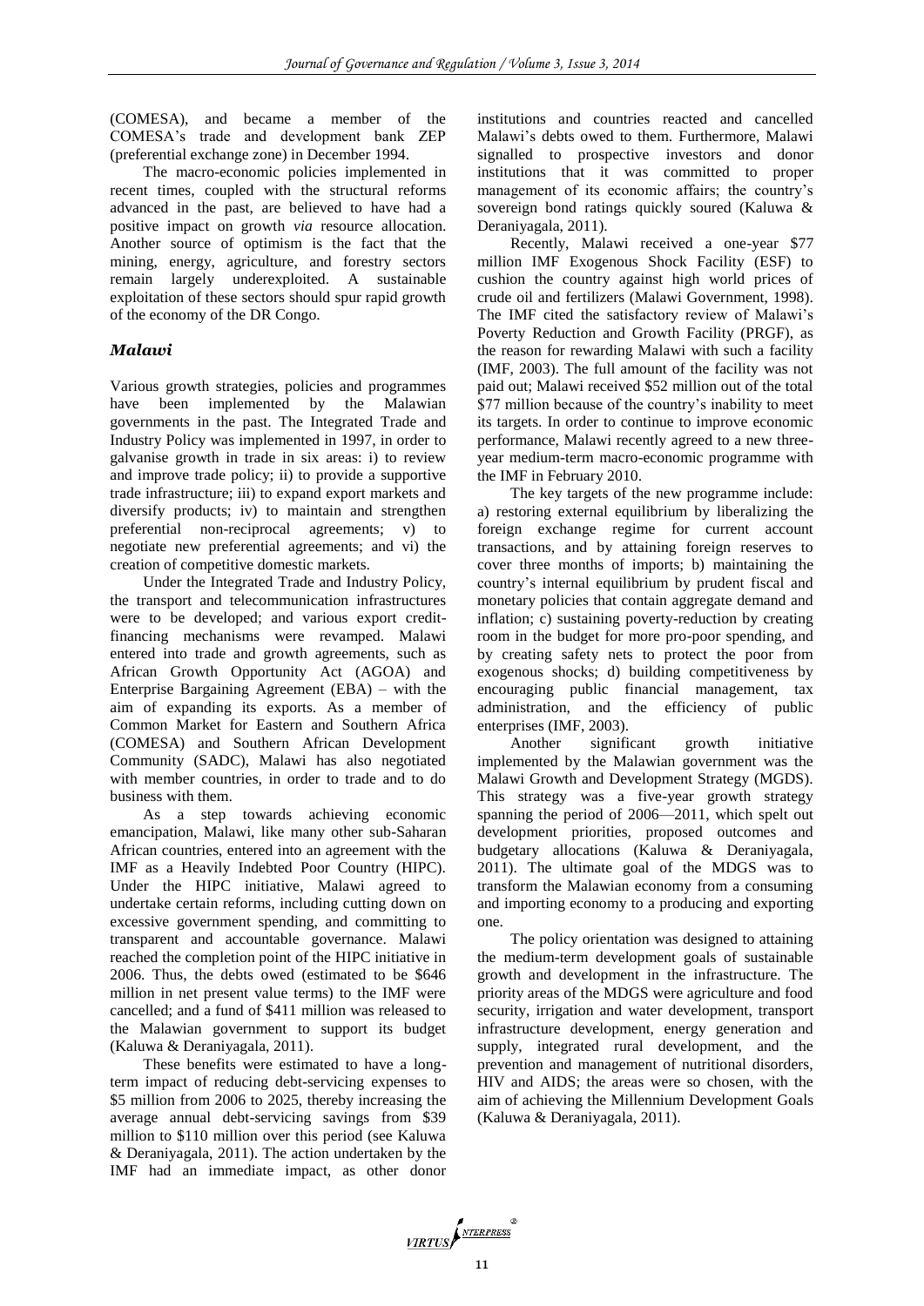(COMESA), and became a member of the COMESA's trade and development bank ZEP (preferential exchange zone) in December 1994.

The macro-economic policies implemented in recent times, coupled with the structural reforms advanced in the past, are believed to have had a positive impact on growth *via* resource allocation. Another source of optimism is the fact that the mining, energy, agriculture, and forestry sectors remain largely underexploited. A sustainable exploitation of these sectors should spur rapid growth of the economy of the DR Congo.

### *Malawi*

Various growth strategies, policies and programmes have been implemented by the Malawian governments in the past. The Integrated Trade and Industry Policy was implemented in 1997, in order to galvanise growth in trade in six areas: i) to review and improve trade policy; ii) to provide a supportive trade infrastructure; iii) to expand export markets and diversify products; iv) to maintain and strengthen preferential non-reciprocal agreements; v) to negotiate new preferential agreements; and vi) the creation of competitive domestic markets.

Under the Integrated Trade and Industry Policy, the transport and telecommunication infrastructures were to be developed; and various export credit-financing mechanisms were revamped. Malawi entered into trade and growth agreements, such as African Growth Opportunity Act (AGOA) and Enterprise Bargaining Agreement (EBA) – with the aim of expanding its exports. As a member of Common Market for Eastern and Southern Africa (COMESA) and Southern African Development Community (SADC), Malawi has also negotiated with member countries, in order to trade and to do business with them.

As a step towards achieving economic emancipation, Malawi, like many other sub-Saharan African countries, entered into an agreement with the IMF as a Heavily Indebted Poor Country (HIPC). Under the HIPC initiative, Malawi agreed to undertake certain reforms, including cutting down on excessive government spending, and committing to transparent and accountable governance. Malawi reached the completion point of the HIPC initiative in 2006. Thus, the debts owed (estimated to be $646 million in net present value terms) to the IMF were cancelled; and a fund of $411 million was released to the Malawian government to support its budget (Kaluwa & Deraniyagala, 2011).

These benefits were estimated to have a long-term impact of reducing debt-servicing expenses to $5 million from 2006 to 2025, thereby increasing the average annual debt-servicing savings from $39 million to $110 million over this period (see Kaluwa & Deraniyagala, 2011). The action undertaken by the IMF had an immediate impact, as other donor institutions and countries reacted and cancelled Malawi's debts owed to them. Furthermore, Malawi signalled to prospective investors and donor institutions that it was committed to proper management of its economic affairs; the country's sovereign bond ratings quickly soured (Kaluwa & Deraniyagala, 2011).

Recently, Malawi received a one-year $77 million IMF Exogenous Shock Facility (ESF) to cushion the country against high world prices of crude oil and fertilizers (Malawi Government, 1998). The IMF cited the satisfactory review of Malawi's Poverty Reduction and Growth Facility (PRGF), as the reason for rewarding Malawi with such a facility (IMF, 2003). The full amount of the facility was not paid out; Malawi received $52 million out of the total $77 million because of the country's inability to meet its targets. In order to continue to improve economic performance, Malawi recently agreed to a new three-year medium-term macro-economic programme with the IMF in February 2010.

The key targets of the new programme include: a) restoring external equilibrium by liberalizing the foreign exchange regime for current account transactions, and by attaining foreign reserves to cover three months of imports; b) maintaining the country's internal equilibrium by prudent fiscal and monetary policies that contain aggregate demand and inflation; c) sustaining poverty-reduction by creating room in the budget for more pro-poor spending, and by creating safety nets to protect the poor from exogenous shocks; d) building competitiveness by encouraging public financial management, tax administration, and the efficiency of public enterprises (IMF, 2003).

Another significant growth initiative implemented by the Malawian government was the Malawi Growth and Development Strategy (MGDS). This strategy was a five-year growth strategy spanning the period of 2006—2011, which spelt out development priorities, proposed outcomes and budgetary allocations (Kaluwa & Deraniyagala, 2011). The ultimate goal of the MDGS was to transform the Malawian economy from a consuming and importing economy to a producing and exporting one.

The policy orientation was designed to attaining the medium-term development goals of sustainable growth and development in the infrastructure. The priority areas of the MDGS were agriculture and food security, irrigation and water development, transport infrastructure development, energy generation and supply, integrated rural development, and the prevention and management of nutritional disorders, HIV and AIDS; the areas were so chosen, with the aim of achieving the Millennium Development Goals (Kaluwa & Deraniyagala, 2011).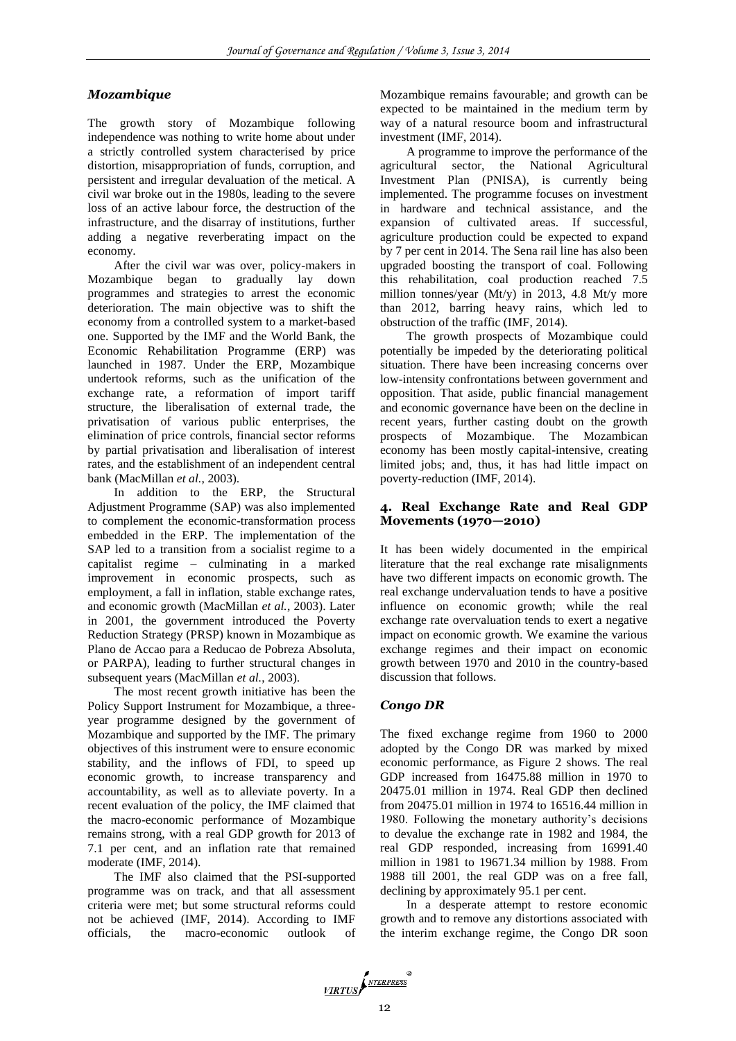### *Mozambique*

The growth story of Mozambique following independence was nothing to write home about under a strictly controlled system characterised by price distortion, misappropriation of funds, corruption, and persistent and irregular devaluation of the metical. A civil war broke out in the 1980s, leading to the severe loss of an active labour force, the destruction of the infrastructure, and the disarray of institutions, further adding a negative reverberating impact on the economy.

After the civil war was over, policy-makers in Mozambique began to gradually lay down programmes and strategies to arrest the economic deterioration. The main objective was to shift the economy from a controlled system to a market-based one. Supported by the IMF and the World Bank, the Economic Rehabilitation Programme (ERP) was launched in 1987. Under the ERP, Mozambique undertook reforms, such as the unification of the exchange rate, a reformation of import tariff structure, the liberalisation of external trade, the privatisation of various public enterprises, the elimination of price controls, financial sector reforms by partial privatisation and liberalisation of interest rates, and the establishment of an independent central bank (MacMillan *et al.*, 2003).

In addition to the ERP, the Structural Adjustment Programme (SAP) was also implemented to complement the economic-transformation process embedded in the ERP. The implementation of the SAP led to a transition from a socialist regime to a capitalist regime – culminating in a marked improvement in economic prospects, such as employment, a fall in inflation, stable exchange rates, and economic growth (MacMillan *et al.*, 2003). Later in 2001, the government introduced the Poverty Reduction Strategy (PRSP) known in Mozambique as Plano de Accao para a Reducao de Pobreza Absoluta, or PARPA), leading to further structural changes in subsequent years (MacMillan *et al.*, 2003).

The most recent growth initiative has been the Policy Support Instrument for Mozambique, a three-year programme designed by the government of Mozambique and supported by the IMF. The primary objectives of this instrument were to ensure economic stability, and the inflows of FDI, to speed up economic growth, to increase transparency and accountability, as well as to alleviate poverty. In a recent evaluation of the policy, the IMF claimed that the macro-economic performance of Mozambique remains strong, with a real GDP growth for 2013 of 7.1 per cent, and an inflation rate that remained moderate (IMF, 2014).

The IMF also claimed that the PSI-supported programme was on track, and that all assessment criteria were met; but some structural reforms could not be achieved (IMF, 2014). According to IMF officials, the macro-economic outlook of Mozambique remains favourable; and growth can be expected to be maintained in the medium term by way of a natural resource boom and infrastructural investment (IMF, 2014).

A programme to improve the performance of the agricultural sector, the National Agricultural Investment Plan (PNISA), is currently being implemented. The programme focuses on investment in hardware and technical assistance, and the expansion of cultivated areas. If successful, agriculture production could be expected to expand by 7 per cent in 2014. The Sena rail line has also been upgraded boosting the transport of coal. Following this rehabilitation, coal production reached 7.5 million tonnes/year (Mt/y) in 2013, 4.8 Mt/y more than 2012, barring heavy rains, which led to obstruction of the traffic (IMF, 2014).

The growth prospects of Mozambique could potentially be impeded by the deteriorating political situation. There have been increasing concerns over low-intensity confrontations between government and opposition. That aside, public financial management and economic governance have been on the decline in recent years, further casting doubt on the growth prospects of Mozambique. The Mozambican economy has been mostly capital-intensive, creating limited jobs; and, thus, it has had little impact on poverty-reduction (IMF, 2014).

## 4. Real Exchange Rate and Real GDP Movements (1970—2010)

It has been widely documented in the empirical literature that the real exchange rate misalignments have two different impacts on economic growth. The real exchange undervaluation tends to have a positive influence on economic growth; while the real exchange rate overvaluation tends to exert a negative impact on economic growth. We examine the various exchange regimes and their impact on economic growth between 1970 and 2010 in the country-based discussion that follows.

### *Congo DR*

The fixed exchange regime from 1960 to 2000 adopted by the Congo DR was marked by mixed economic performance, as Figure 2 shows. The real GDP increased from 16475.88 million in 1970 to 20475.01 million in 1974. Real GDP then declined from 20475.01 million in 1974 to 16516.44 million in 1980. Following the monetary authority's decisions to devalue the exchange rate in 1982 and 1984, the real GDP responded, increasing from 16991.40 million in 1981 to 19671.34 million by 1988. From 1988 till 2001, the real GDP was on a free fall, declining by approximately 95.1 per cent.

In a desperate attempt to restore economic growth and to remove any distortions associated with the interim exchange regime, the Congo DR soon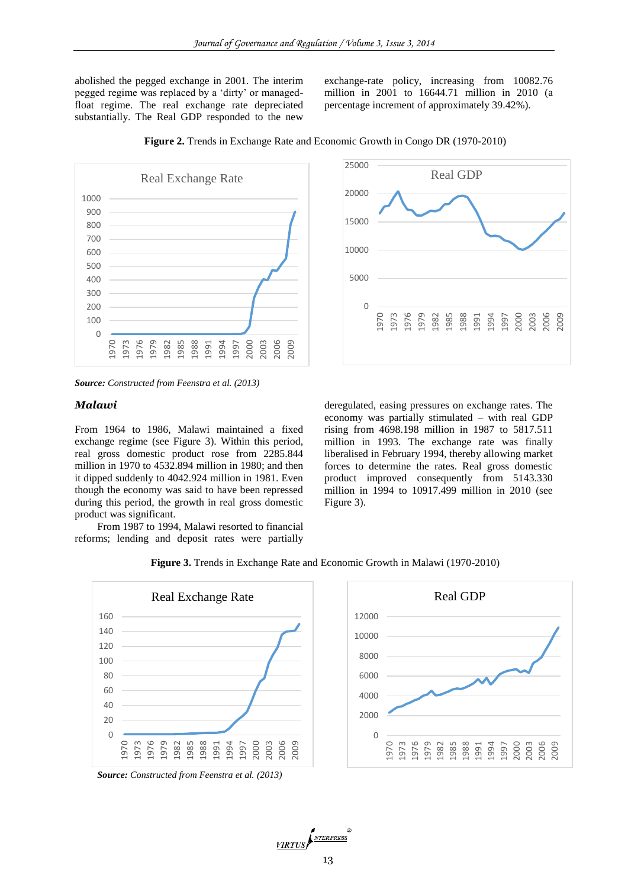abolished the pegged exchange in 2001. The interim pegged regime was replaced by a 'dirty' or managed-float regime. The real exchange rate depreciated substantially. The Real GDP responded to the new exchange-rate policy, increasing from 10082.76 million in 2001 to 16644.71 million in 2010 (a percentage increment of approximately 39.42%).

**Figure 2.** Trends in Exchange Rate and Economic Growth in Congo DR (1970-2010)

***Source:*** *Constructed from Feenstra et al. (2013)*

### *Malawi*

From 1964 to 1986, Malawi maintained a fixed exchange regime (see Figure 3). Within this period, real gross domestic product rose from 2285.844 million in 1970 to 4532.894 million in 1980; and then it dipped suddenly to 4042.924 million in 1981. Even though the economy was said to have been repressed during this period, the growth in real gross domestic product was significant.

From 1987 to 1994, Malawi resorted to financial reforms; lending and deposit rates were partially deregulated, easing pressures on exchange rates. The economy was partially stimulated – with real GDP rising from 4698.198 million in 1987 to 5817.511 million in 1993. The exchange rate was finally liberalised in February 1994, thereby allowing market forces to determine the rates. Real gross domestic product improved consequently from 5143.330 million in 1994 to 10917.499 million in 2010 (see Figure 3).

**Figure 3.** Trends in Exchange Rate and Economic Growth in Malawi (1970-2010)

***Source:*** *Constructed from Feenstra et al. (2013)*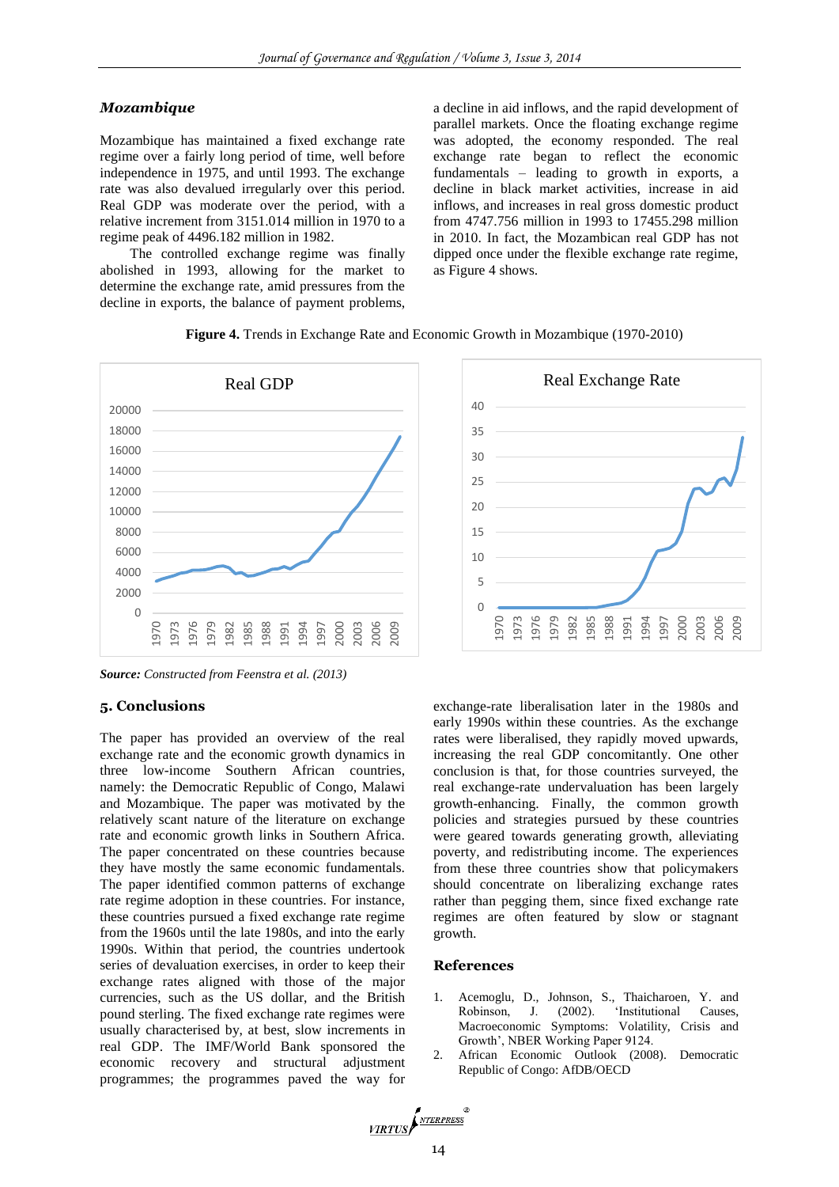### *Mozambique*

Mozambique has maintained a fixed exchange rate regime over a fairly long period of time, well before independence in 1975, and until 1993. The exchange rate was also devalued irregularly over this period. Real GDP was moderate over the period, with a relative increment from 3151.014 million in 1970 to a regime peak of 4496.182 million in 1982.

The controlled exchange regime was finally abolished in 1993, allowing for the market to determine the exchange rate, amid pressures from the decline in exports, the balance of payment problems, a decline in aid inflows, and the rapid development of parallel markets. Once the floating exchange regime was adopted, the economy responded. The real exchange rate began to reflect the economic fundamentals – leading to growth in exports, a decline in black market activities, increase in aid inflows, and increases in real gross domestic product from 4747.756 million in 1993 to 17455.298 million in 2010. In fact, the Mozambican real GDP has not dipped once under the flexible exchange rate regime, as Figure 4 shows.

**Figure 4.** Trends in Exchange Rate and Economic Growth in Mozambique (1970-2010)

***Source:*** *Constructed from Feenstra et al. (2013)*

## 5. Conclusions

The paper has provided an overview of the real exchange rate and the economic growth dynamics in three low-income Southern African countries, namely: the Democratic Republic of Congo, Malawi and Mozambique. The paper was motivated by the relatively scant nature of the literature on exchange rate and economic growth links in Southern Africa. The paper concentrated on these countries because they have mostly the same economic fundamentals. The paper identified common patterns of exchange rate regime adoption in these countries. For instance, these countries pursued a fixed exchange rate regime from the 1960s until the late 1980s, and into the early 1990s. Within that period, the countries undertook series of devaluation exercises, in order to keep their exchange rates aligned with those of the major currencies, such as the US dollar, and the British pound sterling. The fixed exchange rate regimes were usually characterised by, at best, slow increments in real GDP. The IMF/World Bank sponsored the economic recovery and structural adjustment programmes; the programmes paved the way for exchange-rate liberalisation later in the 1980s and early 1990s within these countries. As the exchange rates were liberalised, they rapidly moved upwards, increasing the real GDP concomitantly. One other conclusion is that, for those countries surveyed, the real exchange-rate undervaluation has been largely growth-enhancing. Finally, the common growth policies and strategies pursued by these countries were geared towards generating growth, alleviating poverty, and redistributing income. The experiences from these three countries show that policymakers should concentrate on liberalizing exchange rates rather than pegging them, since fixed exchange rate regimes are often featured by slow or stagnant growth.

## References

1. Acemoglu, D., Johnson, S., Thaicharoen, Y. and Robinson, J. (2002). 'Institutional Causes, Macroeconomic Symptoms: Volatility, Crisis and Growth', NBER Working Paper 9124.
2. African Economic Outlook (2008). Democratic Republic of Congo: AfDB/OECD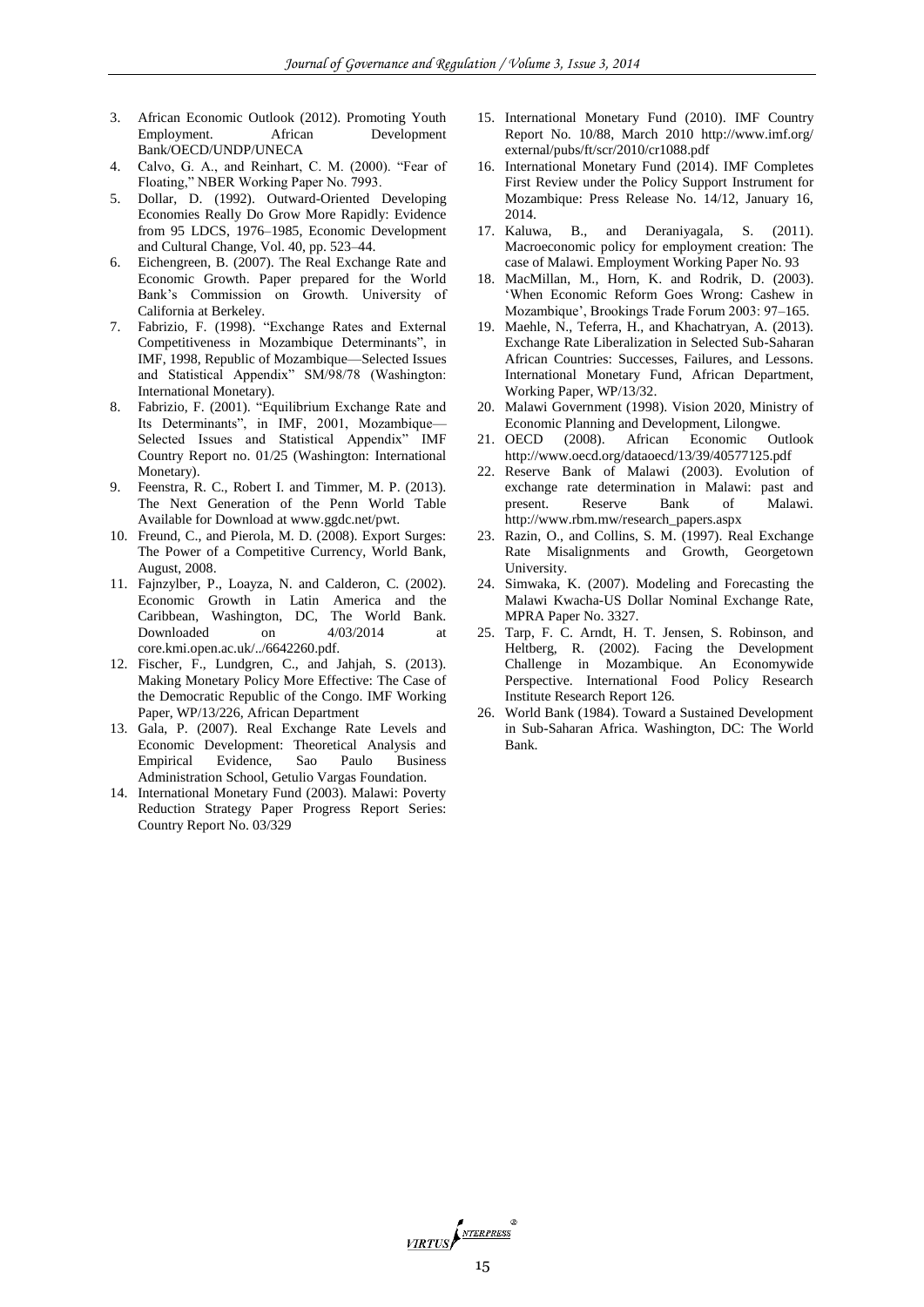3. African Economic Outlook (2012). Promoting Youth Employment. African Development Bank/OECD/UNDP/UNECA
4. Calvo, G. A., and Reinhart, C. M. (2000). "Fear of Floating," NBER Working Paper No. 7993.
5. Dollar, D. (1992). Outward-Oriented Developing Economies Really Do Grow More Rapidly: Evidence from 95 LDCS, 1976–1985, Economic Development and Cultural Change, Vol. 40, pp. 523–44.
6. Eichengreen, B. (2007). The Real Exchange Rate and Economic Growth. Paper prepared for the World Bank's Commission on Growth. University of California at Berkeley.
7. Fabrizio, F. (1998). "Exchange Rates and External Competitiveness in Mozambique Determinants", in IMF, 1998, Republic of Mozambique—Selected Issues and Statistical Appendix" SM/98/78 (Washington: International Monetary).
8. Fabrizio, F. (2001). "Equilibrium Exchange Rate and Its Determinants", in IMF, 2001, Mozambique—Selected Issues and Statistical Appendix" IMF Country Report no. 01/25 (Washington: International Monetary).
9. Feenstra, R. C., Robert I. and Timmer, M. P. (2013). The Next Generation of the Penn World Table Available for Download at www.ggdc.net/pwt.
10. Freund, C., and Pierola, M. D. (2008). Export Surges: The Power of a Competitive Currency, World Bank, August, 2008.
11. Fajnzylber, P., Loayza, N. and Calderon, C. (2002). Economic Growth in Latin America and the Caribbean, Washington, DC, The World Bank. Downloaded on 4/03/2014 at core.kmi.open.ac.uk/../6642260.pdf.
12. Fischer, F., Lundgren, C., and Jahjah, S. (2013). Making Monetary Policy More Effective: The Case of the Democratic Republic of the Congo. IMF Working Paper, WP/13/226, African Department
13. Gala, P. (2007). Real Exchange Rate Levels and Economic Development: Theoretical Analysis and Empirical Evidence, Sao Paulo Business Administration School, Getulio Vargas Foundation.
14. International Monetary Fund (2003). Malawi: Poverty Reduction Strategy Paper Progress Report Series: Country Report No. 03/329
15. International Monetary Fund (2010). IMF Country Report No. 10/88, March 2010 http://www.imf.org/external/pubs/ft/scr/2010/cr1088.pdf
16. International Monetary Fund (2014). IMF Completes First Review under the Policy Support Instrument for Mozambique: Press Release No. 14/12, January 16, 2014.
17. Kaluwa, B., and Deraniyagala, S. (2011). Macroeconomic policy for employment creation: The case of Malawi. Employment Working Paper No. 93
18. MacMillan, M., Horn, K. and Rodrik, D. (2003). 'When Economic Reform Goes Wrong: Cashew in Mozambique', Brookings Trade Forum 2003: 97–165.
19. Maehle, N., Teferra, H., and Khachatryan, A. (2013). Exchange Rate Liberalization in Selected Sub-Saharan African Countries: Successes, Failures, and Lessons. International Monetary Fund, African Department, Working Paper, WP/13/32.
20. Malawi Government (1998). Vision 2020, Ministry of Economic Planning and Development, Lilongwe.
21. OECD (2008). African Economic Outlook http://www.oecd.org/dataoecd/13/39/40577125.pdf
22. Reserve Bank of Malawi (2003). Evolution of exchange rate determination in Malawi: past and present. Reserve Bank of Malawi. http://www.rbm.mw/research_papers.aspx
23. Razin, O., and Collins, S. M. (1997). Real Exchange Rate Misalignments and Growth, Georgetown University.
24. Simwaka, K. (2007). Modeling and Forecasting the Malawi Kwacha-US Dollar Nominal Exchange Rate, MPRA Paper No. 3327.
25. Tarp, F. C. Arndt, H. T. Jensen, S. Robinson, and Heltberg, R. (2002). Facing the Development Challenge in Mozambique. An Economywide Perspective. International Food Policy Research Institute Research Report 126.
26. World Bank (1984). Toward a Sustained Development in Sub-Saharan Africa. Washington, DC: The World Bank.